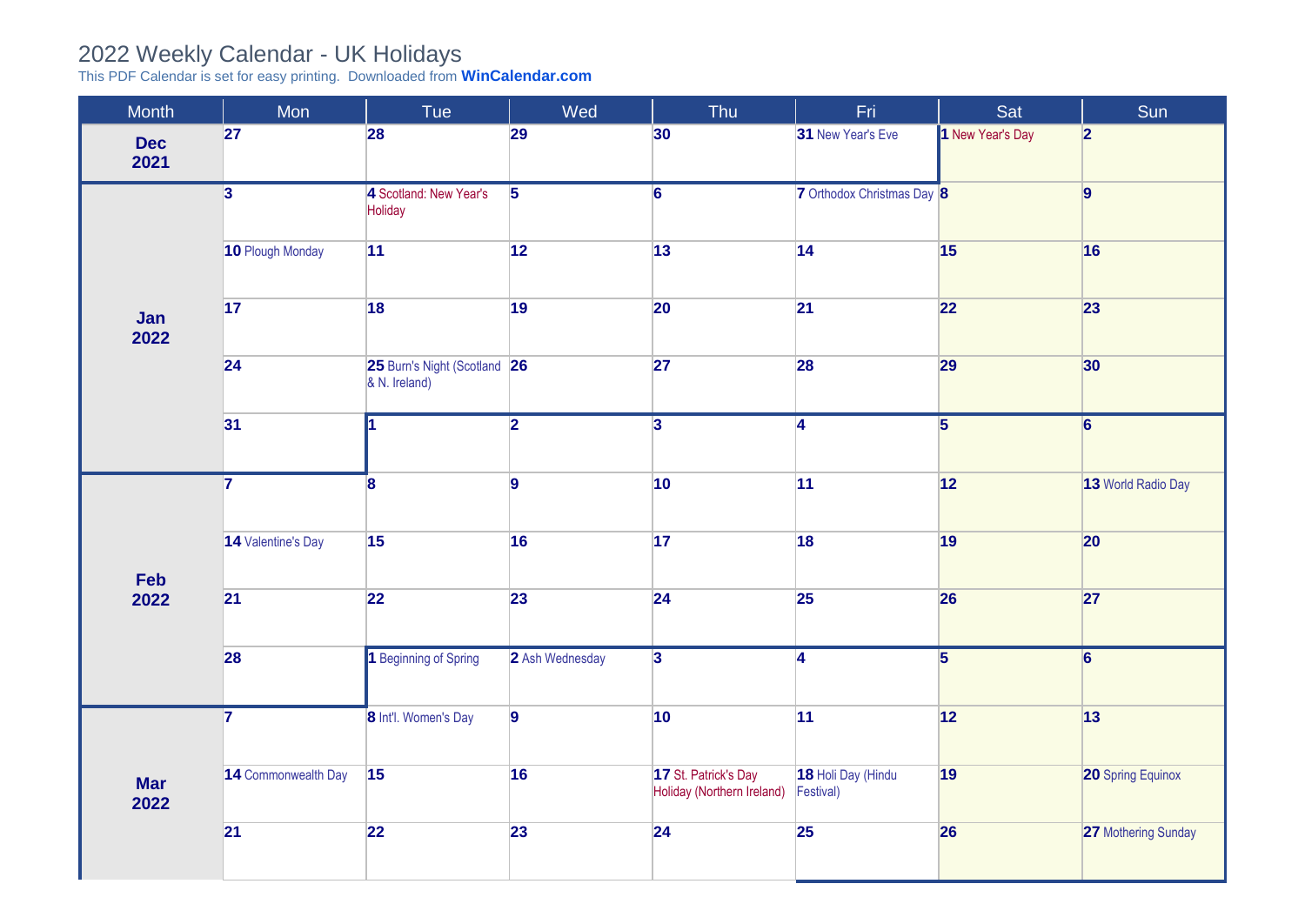# 2022 Weekly Calendar - UK Holidays

This PDF Calendar is set for easy printing. Downloaded from **WinCalendar.com**

| Month | Mon | Tue | Wed | Thu | Fri | Sat | Sun |
|---|---|---|---|---|---|---|---|
| **Dec 2021** | **27** | **28** | **29** | **30** | **31** New Year's Eve | **1** New Year's Day | **2** |
| **Jan 2022** | **3** | **4** Scotland: New Year's Holiday | **5** | **6** | **7** Orthodox Christmas Day | **8** | **9** |
| | **10** Plough Monday | **11** | **12** | **13** | **14** | **15** | **16** |
| | **17** | **18** | **19** | **20** | **21** | **22** | **23** |
| | **24** | **25** Burn's Night (Scotland & N. Ireland) | **26** | **27** | **28** | **29** | **30** |
| | **31** | **1** | **2** | **3** | **4** | **5** | **6** |
| **Feb 2022** | **7** | **8** | **9** | **10** | **11** | **12** | **13** World Radio Day |
| | **14** Valentine's Day | **15** | **16** | **17** | **18** | **19** | **20** |
| | **21** | **22** | **23** | **24** | **25** | **26** | **27** |
| | **28** | **1** Beginning of Spring | **2** Ash Wednesday | **3** | **4** | **5** | **6** |
| **Mar 2022** | **7** | **8** Int'l. Women's Day | **9** | **10** | **11** | **12** | **13** |
| | **14** Commonwealth Day | **15** | **16** | **17** St. Patrick's Day Holiday (Northern Ireland) | **18** Holi Day (Hindu Festival) | **19** | **20** Spring Equinox |
| | **21** | **22** | **23** | **24** | **25** | **26** | **27** Mothering Sunday |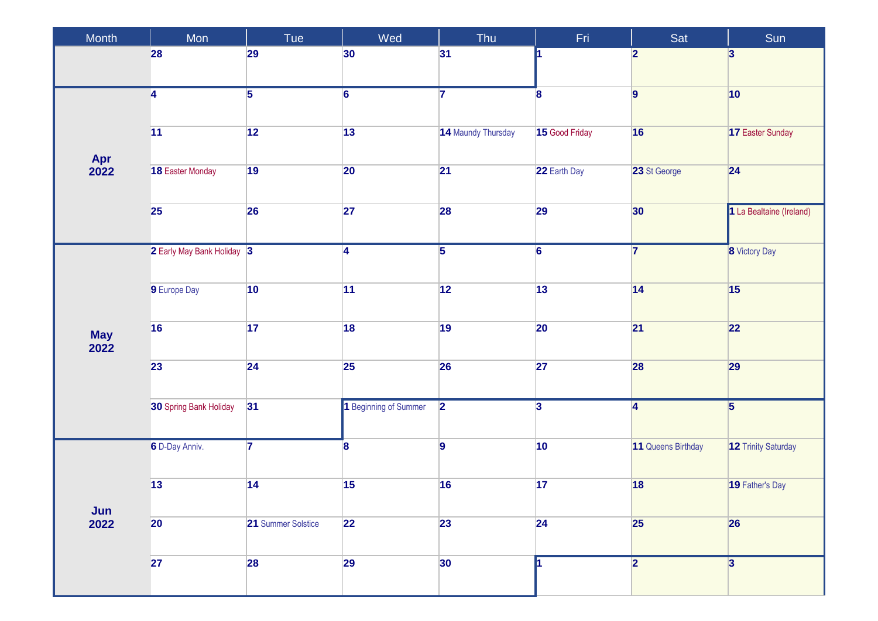| Month | Mon | Tue | Wed | Thu | Fri | Sat | Sun |
| --- | --- | --- | --- | --- | --- | --- | --- |
| | 28 | 29 | 30 | 31 | 1 | 2 | 3 |
| Apr 2022 | 4 | 5 | 6 | 7 | 8 | 9 | 10 |
| | 11 | 12 | 13 | 14 Maundy Thursday | 15 Good Friday | 16 | 17 Easter Sunday |
| | 18 Easter Monday | 19 | 20 | 21 | 22 Earth Day | 23 St George | 24 |
| | 25 | 26 | 27 | 28 | 29 | 30 | 1 La Bealtaine (Ireland) |
| May 2022 | 2 Early May Bank Holiday | 3 | 4 | 5 | 6 | 7 | 8 Victory Day |
| | 9 Europe Day | 10 | 11 | 12 | 13 | 14 | 15 |
| | 16 | 17 | 18 | 19 | 20 | 21 | 22 |
| | 23 | 24 | 25 | 26 | 27 | 28 | 29 |
| | 30 Spring Bank Holiday | 31 | 1 Beginning of Summer | 2 | 3 | 4 | 5 |
| Jun 2022 | 6 D-Day Anniv. | 7 | 8 | 9 | 10 | 11 Queens Birthday | 12 Trinity Saturday |
| | 13 | 14 | 15 | 16 | 17 | 18 | 19 Father's Day |
| | 20 | 21 Summer Solstice | 22 | 23 | 24 | 25 | 26 |
| | 27 | 28 | 29 | 30 | 1 | 2 | 3 |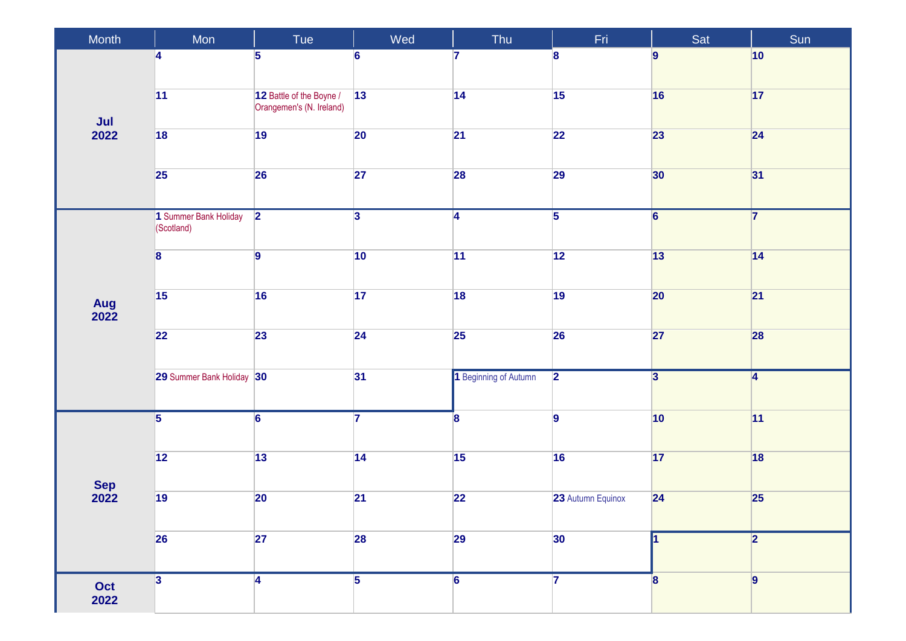| Month | Mon | Tue | Wed | Thu | Fri | Sat | Sun |
|---|---|---|---|---|---|---|---|
| Jul 2022 | 4 | 5 | 6 | 7 | 8 | 9 | 10 |
| | 11 | 12 Battle of the Boyne / Orangemen's (N. Ireland) | 13 | 14 | 15 | 16 | 17 |
| | 18 | 19 | 20 | 21 | 22 | 23 | 24 |
| | 25 | 26 | 27 | 28 | 29 | 30 | 31 |
| Aug 2022 | 1 Summer Bank Holiday (Scotland) | 2 | 3 | 4 | 5 | 6 | 7 |
| | 8 | 9 | 10 | 11 | 12 | 13 | 14 |
| | 15 | 16 | 17 | 18 | 19 | 20 | 21 |
| | 22 | 23 | 24 | 25 | 26 | 27 | 28 |
| | 29 Summer Bank Holiday | 30 | 31 | 1 Beginning of Autumn | 2 | 3 | 4 |
| Sep 2022 | 5 | 6 | 7 | 8 | 9 | 10 | 11 |
| | 12 | 13 | 14 | 15 | 16 | 17 | 18 |
| | 19 | 20 | 21 | 22 | 23 Autumn Equinox | 24 | 25 |
| | 26 | 27 | 28 | 29 | 30 | 1 | 2 |
| Oct 2022 | 3 | 4 | 5 | 6 | 7 | 8 | 9 |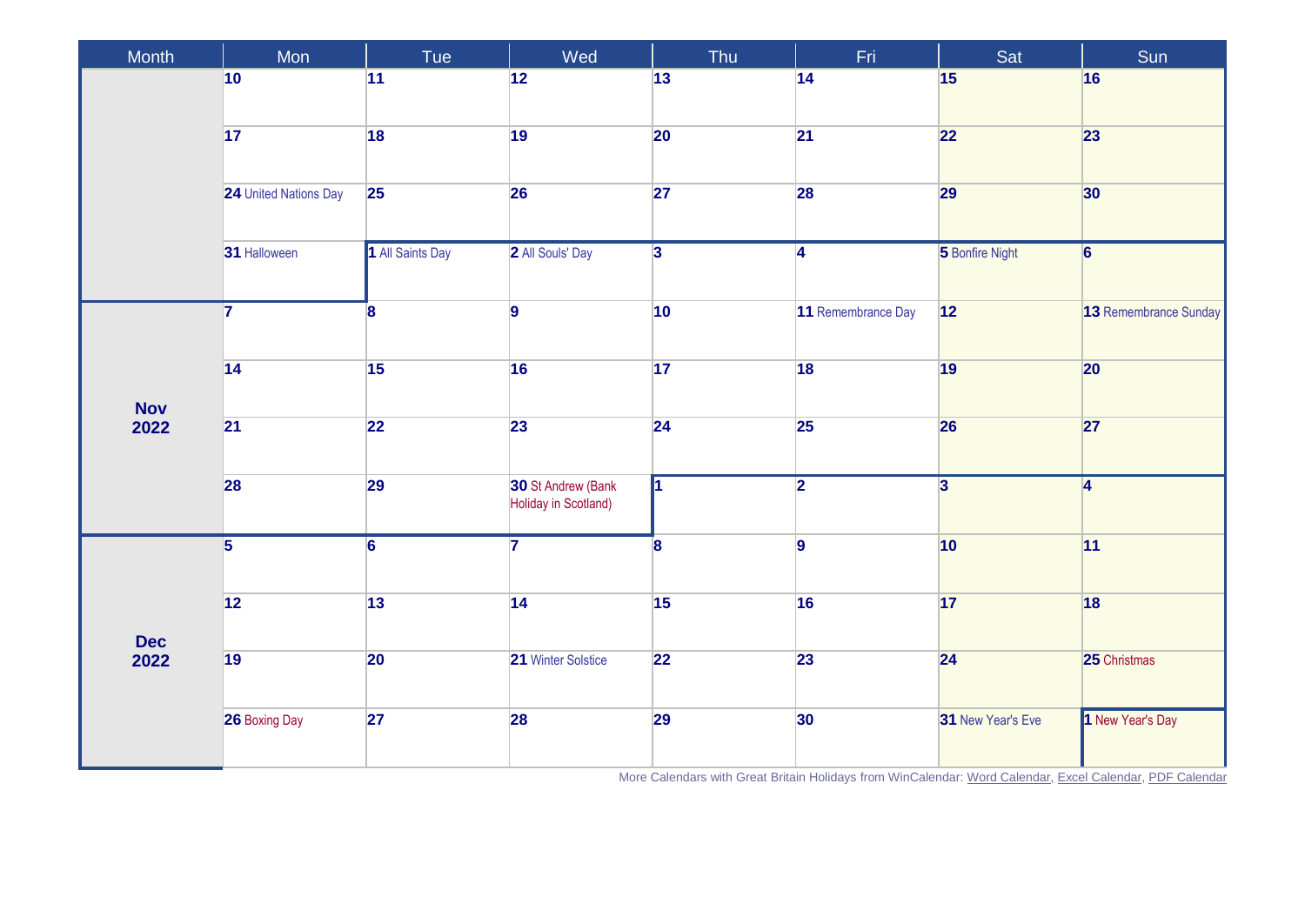| Month | Mon | Tue | Wed | Thu | Fri | Sat | Sun |
|---|---|---|---|---|---|---|---|
| | 10 | 11 | 12 | 13 | 14 | 15 | 16 |
| | 17 | 18 | 19 | 20 | 21 | 22 | 23 |
| | 24 United Nations Day | 25 | 26 | 27 | 28 | 29 | 30 |
| | 31 Halloween | 1 All Saints Day | 2 All Souls' Day | 3 | 4 | 5 Bonfire Night | 6 |
| Nov 2022 | 7 | 8 | 9 | 10 | 11 Remembrance Day | 12 | 13 Remembrance Sunday |
| | 14 | 15 | 16 | 17 | 18 | 19 | 20 |
| | 21 | 22 | 23 | 24 | 25 | 26 | 27 |
| | 28 | 29 | 30 St Andrew (Bank Holiday in Scotland) | 1 | 2 | 3 | 4 |
| Dec 2022 | 5 | 6 | 7 | 8 | 9 | 10 | 11 |
| | 12 | 13 | 14 | 15 | 16 | 17 | 18 |
| | 19 | 20 | 21 Winter Solstice | 22 | 23 | 24 | 25 Christmas |
| | 26 Boxing Day | 27 | 28 | 29 | 30 | 31 New Year's Eve | 1 New Year's Day |

More Calendars with Great Britain Holidays from WinCalendar: Word Calendar, Excel Calendar, PDF Calendar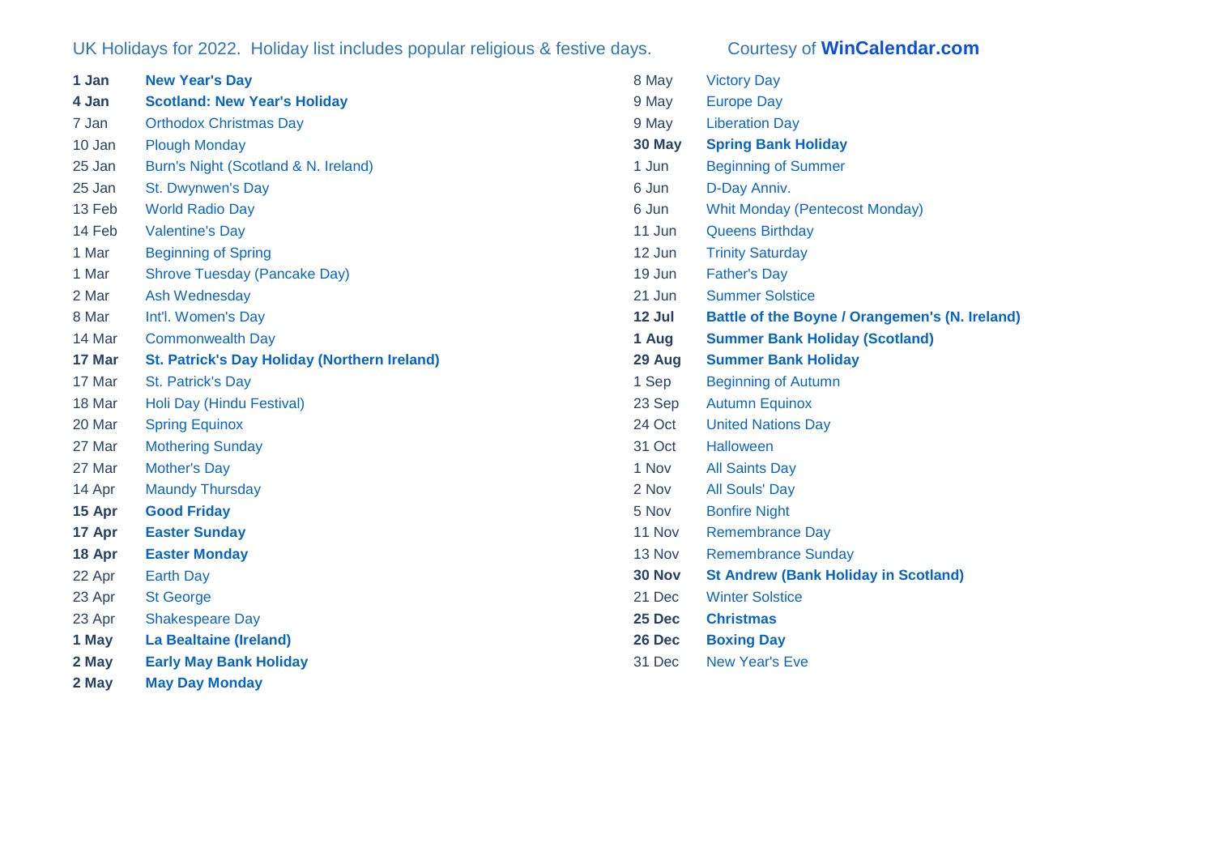UK Holidays for 2022. Holiday list includes popular religious & festive days. Courtesy of **WinCalendar.com**

| | |
|---|---|
| **1 Jan** | **New Year's Day** |
| **4 Jan** | **Scotland: New Year's Holiday** |
| 7 Jan | Orthodox Christmas Day |
| 10 Jan | Plough Monday |
| 25 Jan | Burn's Night (Scotland & N. Ireland) |
| 25 Jan | St. Dwynwen's Day |
| 13 Feb | World Radio Day |
| 14 Feb | Valentine's Day |
| 1 Mar | Beginning of Spring |
| 1 Mar | Shrove Tuesday (Pancake Day) |
| 2 Mar | Ash Wednesday |
| 8 Mar | Int'l. Women's Day |
| 14 Mar | Commonwealth Day |
| **17 Mar** | **St. Patrick's Day Holiday (Northern Ireland)** |
| 17 Mar | St. Patrick's Day |
| 18 Mar | Holi Day (Hindu Festival) |
| 20 Mar | Spring Equinox |
| 27 Mar | Mothering Sunday |
| 27 Mar | Mother's Day |
| 14 Apr | Maundy Thursday |
| **15 Apr** | **Good Friday** |
| **17 Apr** | **Easter Sunday** |
| **18 Apr** | **Easter Monday** |
| 22 Apr | Earth Day |
| 23 Apr | St George |
| 23 Apr | Shakespeare Day |
| **1 May** | **La Bealtaine (Ireland)** |
| **2 May** | **Early May Bank Holiday** |
| **2 May** | **May Day Monday** |
| 8 May | Victory Day |
| 9 May | Europe Day |
| 9 May | Liberation Day |
| **30 May** | **Spring Bank Holiday** |
| 1 Jun | Beginning of Summer |
| 6 Jun | D-Day Anniv. |
| 6 Jun | Whit Monday (Pentecost Monday) |
| 11 Jun | Queens Birthday |
| 12 Jun | Trinity Saturday |
| 19 Jun | Father's Day |
| 21 Jun | Summer Solstice |
| **12 Jul** | **Battle of the Boyne / Orangemen's (N. Ireland)** |
| **1 Aug** | **Summer Bank Holiday (Scotland)** |
| **29 Aug** | **Summer Bank Holiday** |
| 1 Sep | Beginning of Autumn |
| 23 Sep | Autumn Equinox |
| 24 Oct | United Nations Day |
| 31 Oct | Halloween |
| 1 Nov | All Saints Day |
| 2 Nov | All Souls' Day |
| 5 Nov | Bonfire Night |
| 11 Nov | Remembrance Day |
| 13 Nov | Remembrance Sunday |
| **30 Nov** | **St Andrew (Bank Holiday in Scotland)** |
| 21 Dec | Winter Solstice |
| **25 Dec** | **Christmas** |
| **26 Dec** | **Boxing Day** |
| 31 Dec | New Year's Eve |